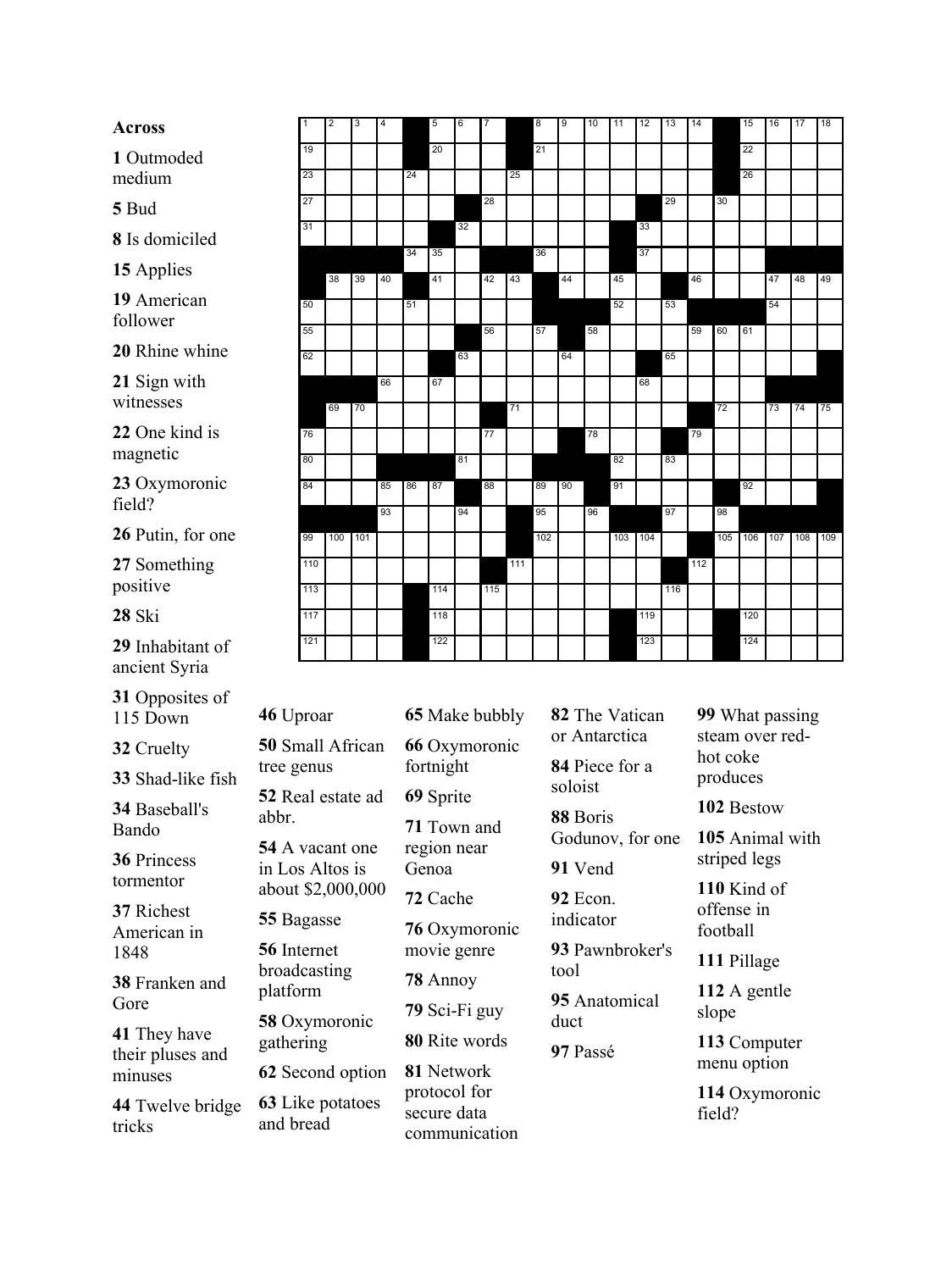## Across

**1** Outmoded medium

**5** Bud

**8** Is domiciled

**15** Applies

**19** American follower

**20** Rhine whine

**21** Sign with witnesses

**22** One kind is magnetic

**23** Oxymoronic field?

**26** Putin, for one

**27** Something positive

**28** Ski

**29** Inhabitant of ancient Syria

**31** Opposites of 115 Down

**32** Cruelty

**33** Shad-like fish

**34** Baseball's Bando

**36** Princess tormentor

**37** Richest American in 1848

**38** Franken and Gore

**41** They have their pluses and minuses

**44** Twelve bridge tricks

**46** Uproar

**50** Small African tree genus

**52** Real estate ad abbr.

**54** A vacant one in Los Altos is about $2,000,000

**55** Bagasse

**56** Internet broadcasting platform

**58** Oxymoronic gathering

**62** Second option

**63** Like potatoes and bread

**65** Make bubbly

**66** Oxymoronic fortnight

**69** Sprite

**71** Town and region near Genoa

**72** Cache

**76** Oxymoronic movie genre

**78** Annoy

**79** Sci-Fi guy

**80** Rite words

**81** Network protocol for secure data communication

**82** The Vatican or Antarctica

**84** Piece for a soloist

**88** Boris Godunov, for one

**91** Vend

**92** Econ. indicator

**93** Pawnbroker's tool

**95** Anatomical duct

**97** Passé

**99** What passing steam over red-hot coke produces

**102** Bestow

**105** Animal with striped legs

**110** Kind of offense in football

**111** Pillage

**112** A gentle slope

**113** Computer menu option

**114** Oxymoronic field?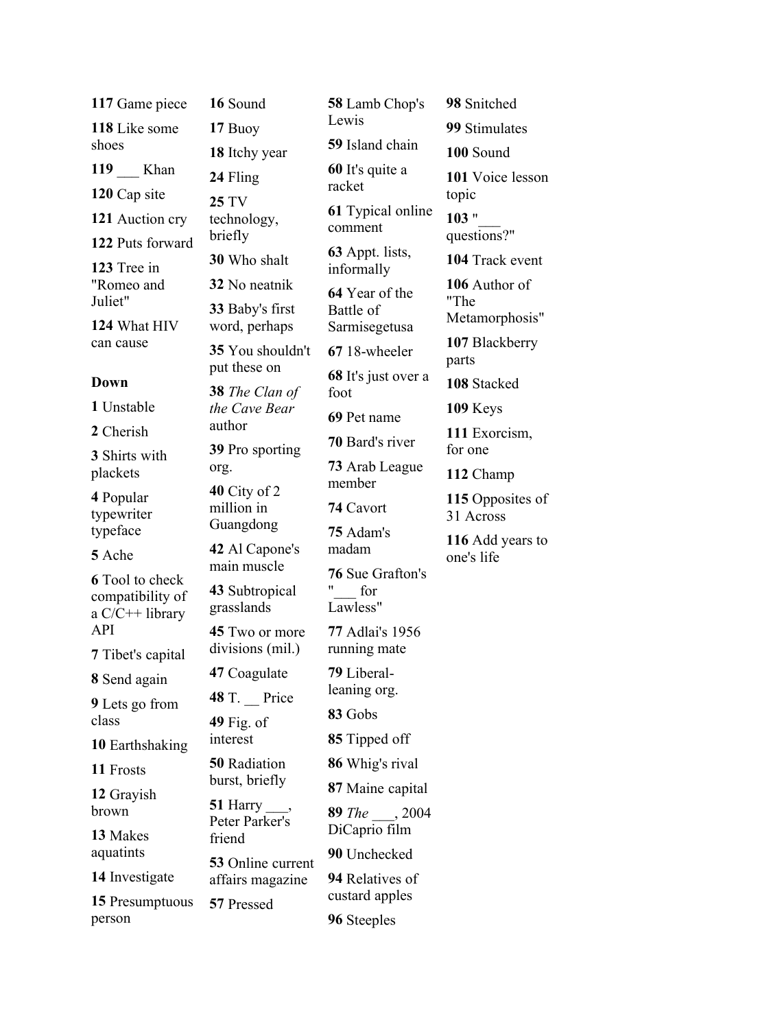**117** Game piece

**118** Like some shoes

**119** ___ Khan

**120** Cap site

**121** Auction cry

**122** Puts forward

**123** Tree in "Romeo and Juliet"

**124** What HIV can cause

**Down**

**1** Unstable

**2** Cherish

**3** Shirts with plackets

**4** Popular typewriter typeface

**5** Ache

**6** Tool to check compatibility of a C/C++ library API

**7** Tibet's capital

**8** Send again

**9** Lets go from class

**10** Earthshaking

**11** Frosts

**12** Grayish brown

**13** Makes aquatints

**14** Investigate

**15** Presumptuous person

**16** Sound

**17** Buoy

**18** Itchy year

**24** Fling

**25** TV technology, briefly

**30** Who shalt

**32** No neatnik

**33** Baby's first word, perhaps

**35** You shouldn't put these on

**38** *The Clan of the Cave Bear* author

**39** Pro sporting org.

**40** City of 2 million in Guangdong

**42** Al Capone's main muscle

**43** Subtropical grasslands

**45** Two or more divisions (mil.)

**47** Coagulate

**48** T. __ Price

**49** Fig. of interest

**50** Radiation burst, briefly

**51** Harry ___, Peter Parker's friend

**53** Online current affairs magazine

**57** Pressed

**58** Lamb Chop's Lewis

**59** Island chain

**60** It's quite a racket

**61** Typical online comment

**63** Appt. lists, informally

**64** Year of the Battle of Sarmisegetusa

**67** 18-wheeler

**68** It's just over a foot

**69** Pet name

**70** Bard's river

**73** Arab League member

**74** Cavort

**75** Adam's madam

**76** Sue Grafton's "___ for Lawless"

**77** Adlai's 1956 running mate

**79** Liberal-leaning org.

**83** Gobs

**85** Tipped off

**86** Whig's rival

**87** Maine capital

**89** *The* ___, 2004 DiCaprio film

**90** Unchecked

**94** Relatives of custard apples

**96** Steeples

**98** Snitched

**99** Stimulates

**100** Sound

**101** Voice lesson topic

**103** "___ questions?"

**104** Track event

**106** Author of "The Metamorphosis"

**107** Blackberry parts

**108** Stacked

**109** Keys

**111** Exorcism, for one

**112** Champ

**115** Opposites of 31 Across

**116** Add years to one's life